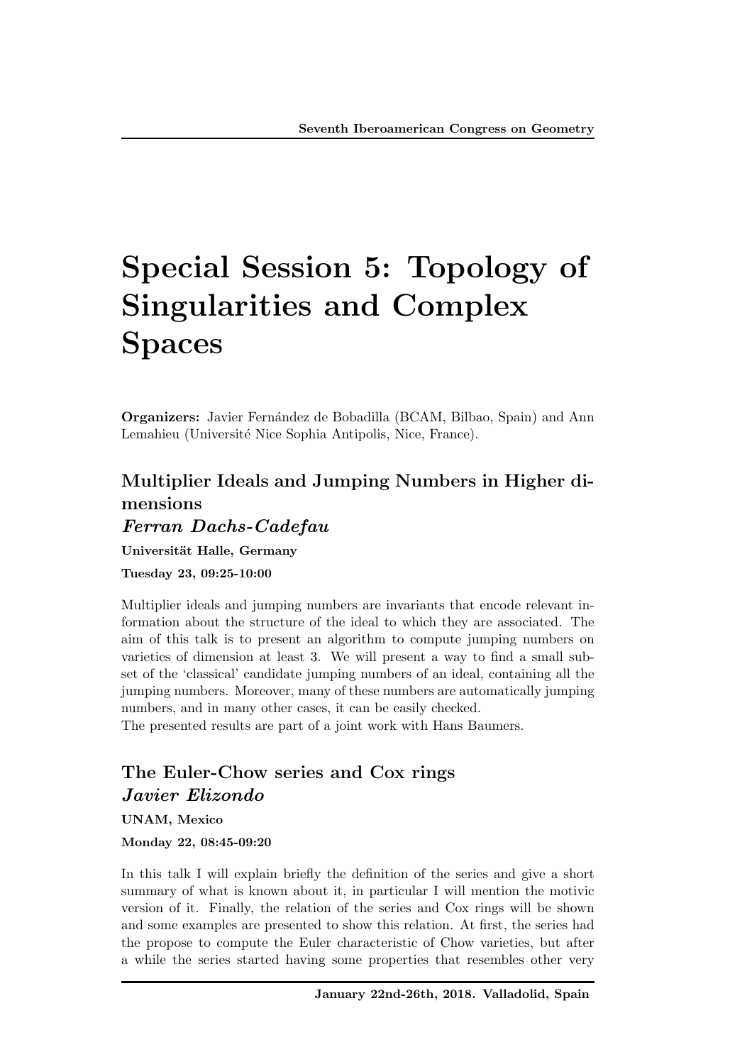# Special Session 5: Topology of Singularities and Complex Spaces

**Organizers:** Javier Fernández de Bobadilla (BCAM, Bilbao, Spain) and Ann Lemahieu (Université Nice Sophia Antipolis, Nice, France).

## Multiplier Ideals and Jumping Numbers in Higher dimensions

### *Ferran Dachs-Cadefau*

**Universität Halle, Germany**

**Tuesday 23, 09:25-10:00**

Multiplier ideals and jumping numbers are invariants that encode relevant information about the structure of the ideal to which they are associated. The aim of this talk is to present an algorithm to compute jumping numbers on varieties of dimension at least 3. We will present a way to find a small subset of the 'classical' candidate jumping numbers of an ideal, containing all the jumping numbers. Moreover, many of these numbers are automatically jumping numbers, and in many other cases, it can be easily checked.
The presented results are part of a joint work with Hans Baumers.

## The Euler-Chow series and Cox rings

### *Javier Elizondo*

**UNAM, Mexico**

**Monday 22, 08:45-09:20**

In this talk I will explain briefly the definition of the series and give a short summary of what is known about it, in particular I will mention the motivic version of it. Finally, the relation of the series and Cox rings will be shown and some examples are presented to show this relation. At first, the series had the propose to compute the Euler characteristic of Chow varieties, but after a while the series started having some properties that resembles other very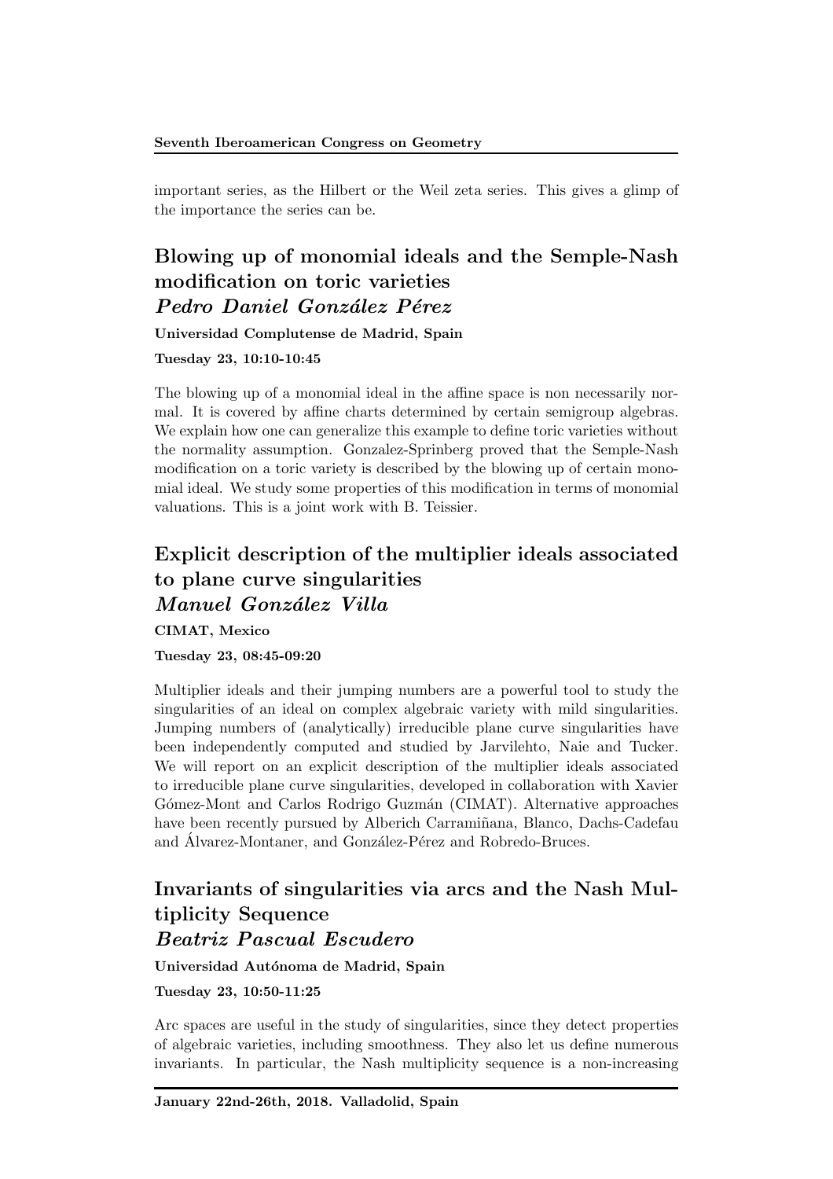important series, as the Hilbert or the Weil zeta series. This gives a glimp of the importance the series can be.

## Blowing up of monomial ideals and the Semple-Nash modification on toric varieties *Pedro Daniel González Pérez*

**Universidad Complutense de Madrid, Spain**

**Tuesday 23, 10:10-10:45**

The blowing up of a monomial ideal in the affine space is non necessarily normal. It is covered by affine charts determined by certain semigroup algebras. We explain how one can generalize this example to define toric varieties without the normality assumption. Gonzalez-Sprinberg proved that the Semple-Nash modification on a toric variety is described by the blowing up of certain monomial ideal. We study some properties of this modification in terms of monomial valuations. This is a joint work with B. Teissier.

## Explicit description of the multiplier ideals associated to plane curve singularities *Manuel González Villa*

**CIMAT, Mexico**

**Tuesday 23, 08:45-09:20**

Multiplier ideals and their jumping numbers are a powerful tool to study the singularities of an ideal on complex algebraic variety with mild singularities. Jumping numbers of (analytically) irreducible plane curve singularities have been independently computed and studied by Jarvilehto, Naie and Tucker. We will report on an explicit description of the multiplier ideals associated to irreducible plane curve singularities, developed in collaboration with Xavier Gómez-Mont and Carlos Rodrigo Guzmán (CIMAT). Alternative approaches have been recently pursued by Alberich Carramiñana, Blanco, Dachs-Cadefau and Álvarez-Montaner, and González-Pérez and Robredo-Bruces.

## Invariants of singularities via arcs and the Nash Multiplicity Sequence *Beatriz Pascual Escudero*

**Universidad Autónoma de Madrid, Spain**

**Tuesday 23, 10:50-11:25**

Arc spaces are useful in the study of singularities, since they detect properties of algebraic varieties, including smoothness. They also let us define numerous invariants. In particular, the Nash multiplicity sequence is a non-increasing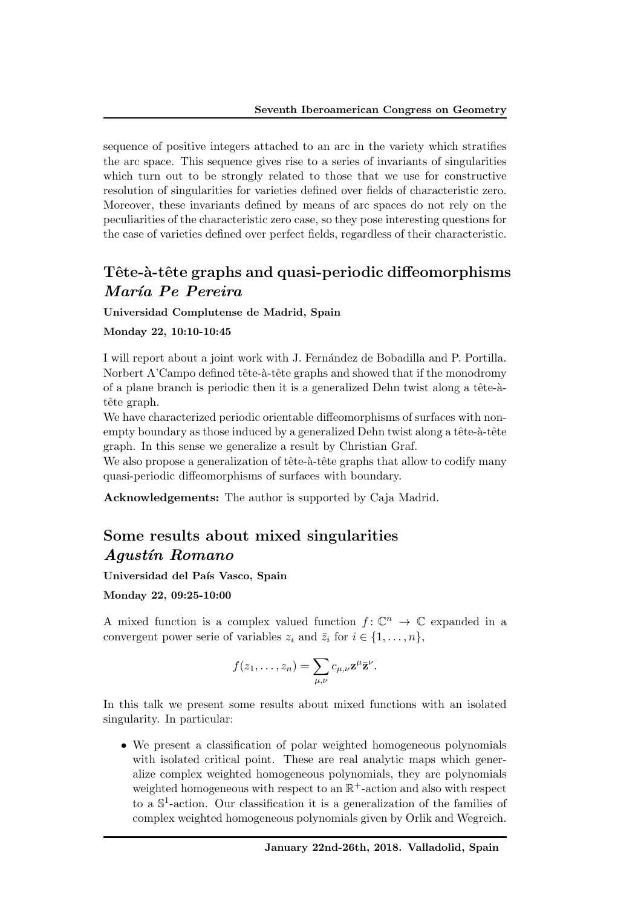sequence of positive integers attached to an arc in the variety which stratifies the arc space. This sequence gives rise to a series of invariants of singularities which turn out to be strongly related to those that we use for constructive resolution of singularities for varieties defined over fields of characteristic zero. Moreover, these invariants defined by means of arc spaces do not rely on the peculiarities of the characteristic zero case, so they pose interesting questions for the case of varieties defined over perfect fields, regardless of their characteristic.

## Tête-à-tête graphs and quasi-periodic diffeomorphisms *María Pe Pereira*

**Universidad Complutense de Madrid, Spain**

**Monday 22, 10:10-10:45**

I will report about a joint work with J. Fernández de Bobadilla and P. Portilla. Norbert A'Campo defined tête-à-tête graphs and showed that if the monodromy of a plane branch is periodic then it is a generalized Dehn twist along a tête-à-tête graph.

We have characterized periodic orientable diffeomorphisms of surfaces with non-empty boundary as those induced by a generalized Dehn twist along a tête-à-tête graph. In this sense we generalize a result by Christian Graf.

We also propose a generalization of tête-à-tête graphs that allow to codify many quasi-periodic diffeomorphisms of surfaces with boundary.

**Acknowledgements:** The author is supported by Caja Madrid.

## Some results about mixed singularities *Agustín Romano*

**Universidad del País Vasco, Spain**

**Monday 22, 09:25-10:00**

A mixed function is a complex valued function $f\colon \mathbb{C}^n \to \mathbb{C}$ expanded in a convergent power serie of variables $z_i$ and $\bar{z}_i$ for $i \in \{1, \ldots, n\}$,

$$f(z_1, \ldots, z_n) = \sum_{\mu,\nu} c_{\mu,\nu} \mathbf{z}^{\mu} \bar{\mathbf{z}}^{\nu}.$$

In this talk we present some results about mixed functions with an isolated singularity. In particular:

- We present a classification of polar weighted homogeneous polynomials with isolated critical point. These are real analytic maps which generalize complex weighted homogeneous polynomials, they are polynomials weighted homogeneous with respect to an $\mathbb{R}^+$-action and also with respect to a $\mathbb{S}^1$-action. Our classification it is a generalization of the families of complex weighted homogeneous polynomials given by Orlik and Wegreich.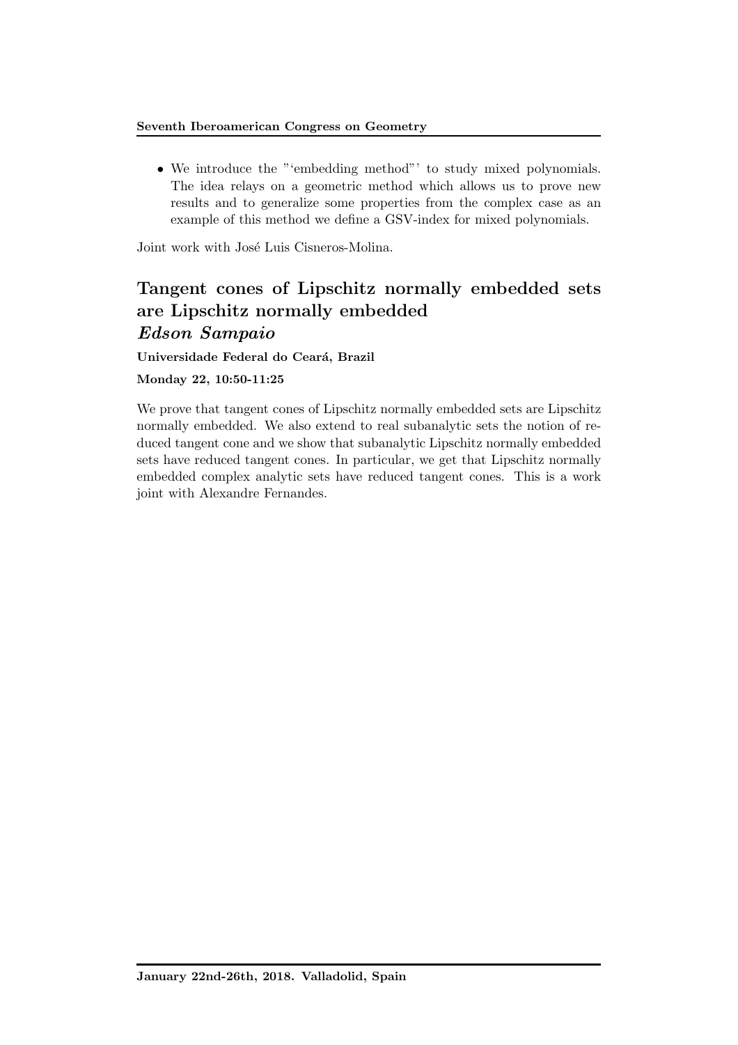- We introduce the "'embedding method"' to study mixed polynomials. The idea relays on a geometric method which allows us to prove new results and to generalize some properties from the complex case as an example of this method we define a GSV-index for mixed polynomials.

Joint work with José Luis Cisneros-Molina.

## Tangent cones of Lipschitz normally embedded sets are Lipschitz normally embedded

### *Edson Sampaio*

**Universidade Federal do Ceará, Brazil**

**Monday 22, 10:50-11:25**

We prove that tangent cones of Lipschitz normally embedded sets are Lipschitz normally embedded. We also extend to real subanalytic sets the notion of reduced tangent cone and we show that subanalytic Lipschitz normally embedded sets have reduced tangent cones. In particular, we get that Lipschitz normally embedded complex analytic sets have reduced tangent cones. This is a work joint with Alexandre Fernandes.